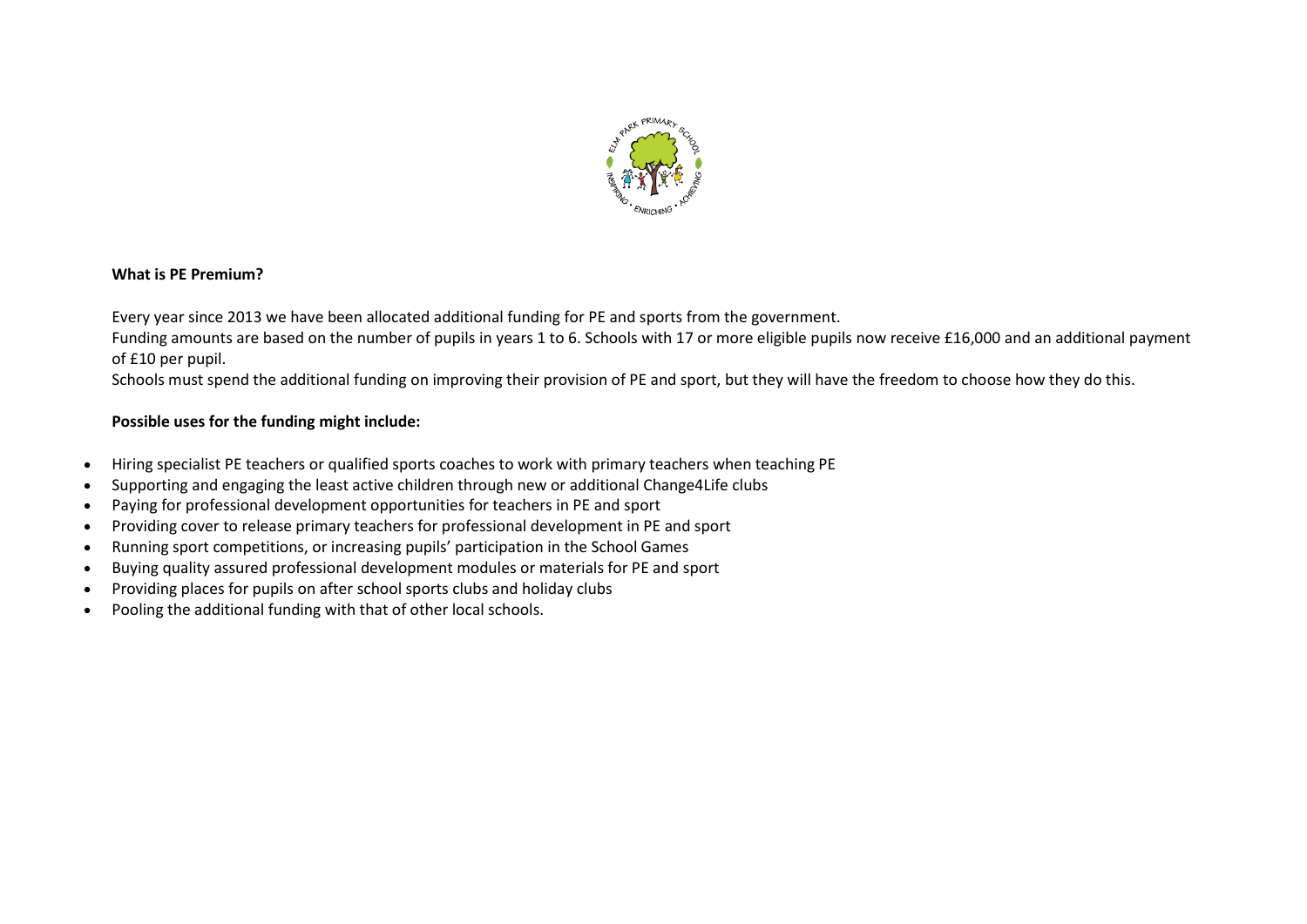**What is PE Premium?**

Every year since 2013 we have been allocated additional funding for PE and sports from the government.
Funding amounts are based on the number of pupils in years 1 to 6. Schools with 17 or more eligible pupils now receive £16,000 and an additional payment of £10 per pupil.
Schools must spend the additional funding on improving their provision of PE and sport, but they will have the freedom to choose how they do this.

**Possible uses for the funding might include:**

- Hiring specialist PE teachers or qualified sports coaches to work with primary teachers when teaching PE
- Supporting and engaging the least active children through new or additional Change4Life clubs
- Paying for professional development opportunities for teachers in PE and sport
- Providing cover to release primary teachers for professional development in PE and sport
- Running sport competitions, or increasing pupils' participation in the School Games
- Buying quality assured professional development modules or materials for PE and sport
- Providing places for pupils on after school sports clubs and holiday clubs
- Pooling the additional funding with that of other local schools.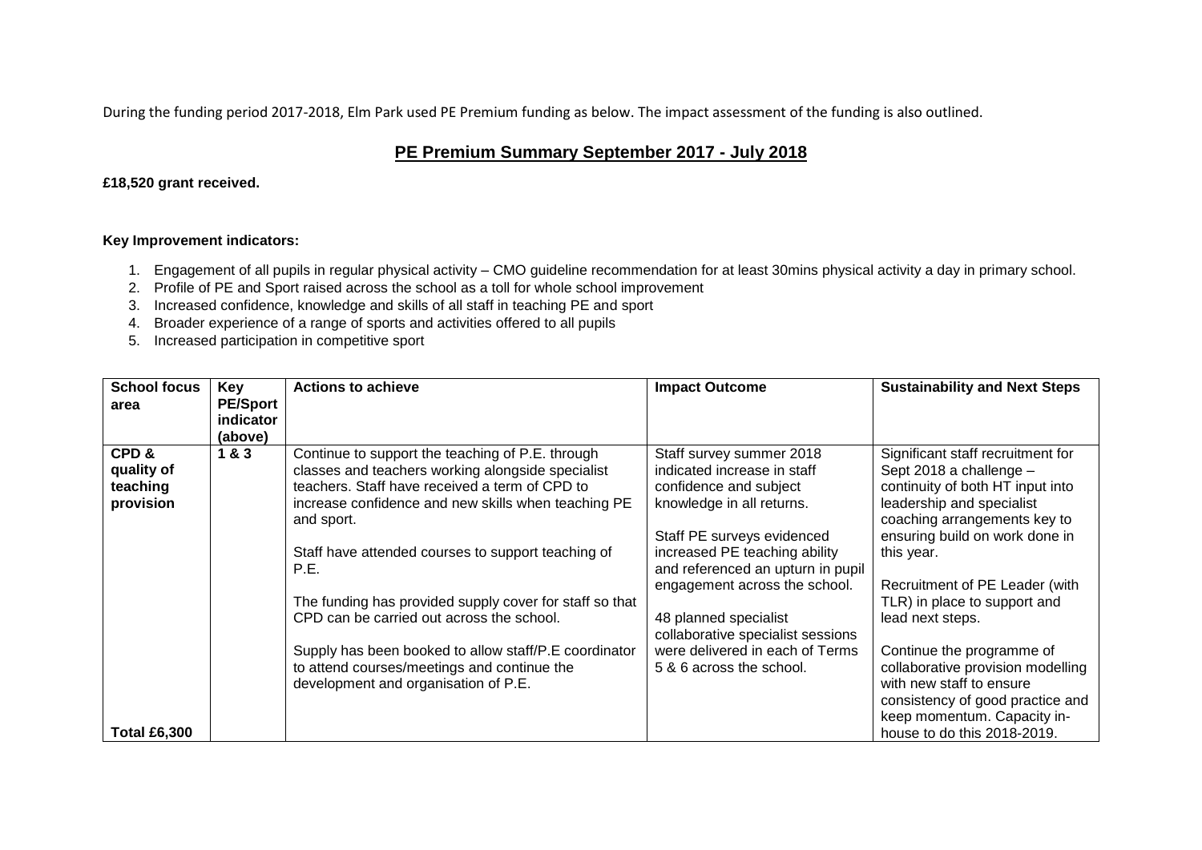During the funding period 2017-2018, Elm Park used PE Premium funding as below. The impact assessment of the funding is also outlined.

## PE Premium Summary September 2017 - July 2018

**£18,520 grant received.**

**Key Improvement indicators:**

1. Engagement of all pupils in regular physical activity – CMO guideline recommendation for at least 30mins physical activity a day in primary school.
2. Profile of PE and Sport raised across the school as a toll for whole school improvement
3. Increased confidence, knowledge and skills of all staff in teaching PE and sport
4. Broader experience of a range of sports and activities offered to all pupils
5. Increased participation in competitive sport

| School focus area | Key PE/Sport indicator (above) | Actions to achieve | Impact Outcome | Sustainability and Next Steps |
|---|---|---|---|---|
| **CPD & quality of teaching provision** <br><br> **Total £6,300** | **1 & 3** | Continue to support the teaching of P.E. through classes and teachers working alongside specialist teachers. Staff have received a term of CPD to increase confidence and new skills when teaching PE and sport.<br><br>Staff have attended courses to support teaching of P.E.<br><br>The funding has provided supply cover for staff so that CPD can be carried out across the school.<br><br>Supply has been booked to allow staff/P.E coordinator to attend courses/meetings and continue the development and organisation of P.E. | Staff survey summer 2018 indicated increase in staff confidence and subject knowledge in all returns.<br><br>Staff PE surveys evidenced increased PE teaching ability and referenced an upturn in pupil engagement across the school.<br><br>48 planned specialist collaborative specialist sessions were delivered in each of Terms 5 & 6 across the school. | Significant staff recruitment for Sept 2018 a challenge – continuity of both HT input into leadership and specialist coaching arrangements key to ensuring build on work done in this year.<br><br>Recruitment of PE Leader (with TLR) in place to support and lead next steps.<br><br>Continue the programme of collaborative provision modelling with new staff to ensure consistency of good practice and keep momentum. Capacity in-house to do this 2018-2019. |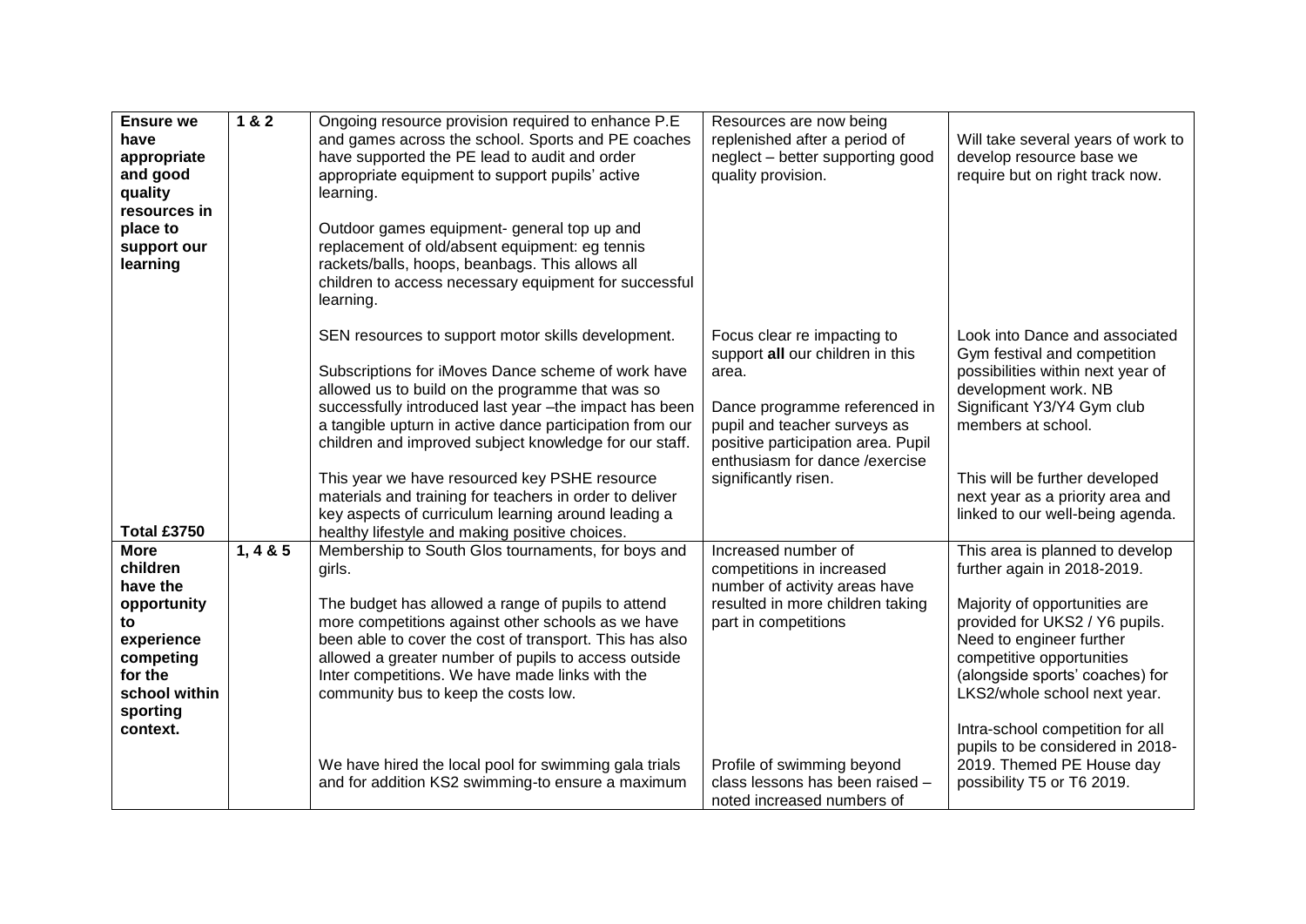| **Ensure we have appropriate and good quality resources in place to support our learning**<br><br><br><br><br><br><br><br><br>**Total £3750** | 1 & 2 | Ongoing resource provision required to enhance P.E and games across the school. Sports and PE coaches have supported the PE lead to audit and order appropriate equipment to support pupils' active learning.<br><br>Outdoor games equipment- general top up and replacement of old/absent equipment: eg tennis rackets/balls, hoops, beanbags. This allows all children to access necessary equipment for successful learning.<br><br>SEN resources to support motor skills development.<br><br>Subscriptions for iMoves Dance scheme of work have allowed us to build on the programme that was so successfully introduced last year –the impact has been a tangible upturn in active dance participation from our children and improved subject knowledge for our staff.<br><br>This year we have resourced key PSHE resource materials and training for teachers in order to deliver key aspects of curriculum learning around leading a healthy lifestyle and making positive choices. | Resources are now being replenished after a period of neglect – better supporting good quality provision.<br><br><br><br><br><br>Focus clear re impacting to support **all** our children in this area.<br><br>Dance programme referenced in pupil and teacher surveys as positive participation area. Pupil enthusiasm for dance /exercise significantly risen. | Will take several years of work to develop resource base we require but on right track now.<br><br><br><br><br><br>Look into Dance and associated Gym festival and competition possibilities within next year of development work. NB Significant Y3/Y4 Gym club members at school.<br><br>This will be further developed next year as a priority area and linked to our well-being agenda. |
|---|---|---|---|---|
| **More children have the opportunity to experience competing for the school within sporting context.** | 1, 4 & 5 | Membership to South Glos tournaments, for boys and girls.<br><br>The budget has allowed a range of pupils to attend more competitions against other schools as we have been able to cover the cost of transport. This has also allowed a greater number of pupils to access outside Inter competitions. We have made links with the community bus to keep the costs low.<br><br><br>We have hired the local pool for swimming gala trials and for addition KS2 swimming-to ensure a maximum | Increased number of competitions in increased number of activity areas have resulted in more children taking part in competitions<br><br><br><br><br><br>Profile of swimming beyond class lessons has been raised – noted increased numbers of | This area is planned to develop further again in 2018-2019.<br><br>Majority of opportunities are provided for UKS2 / Y6 pupils. Need to engineer further competitive opportunities (alongside sports' coaches) for LKS2/whole school next year.<br><br>Intra-school competition for all pupils to be considered in 2018-2019. Themed PE House day possibility T5 or T6 2019. |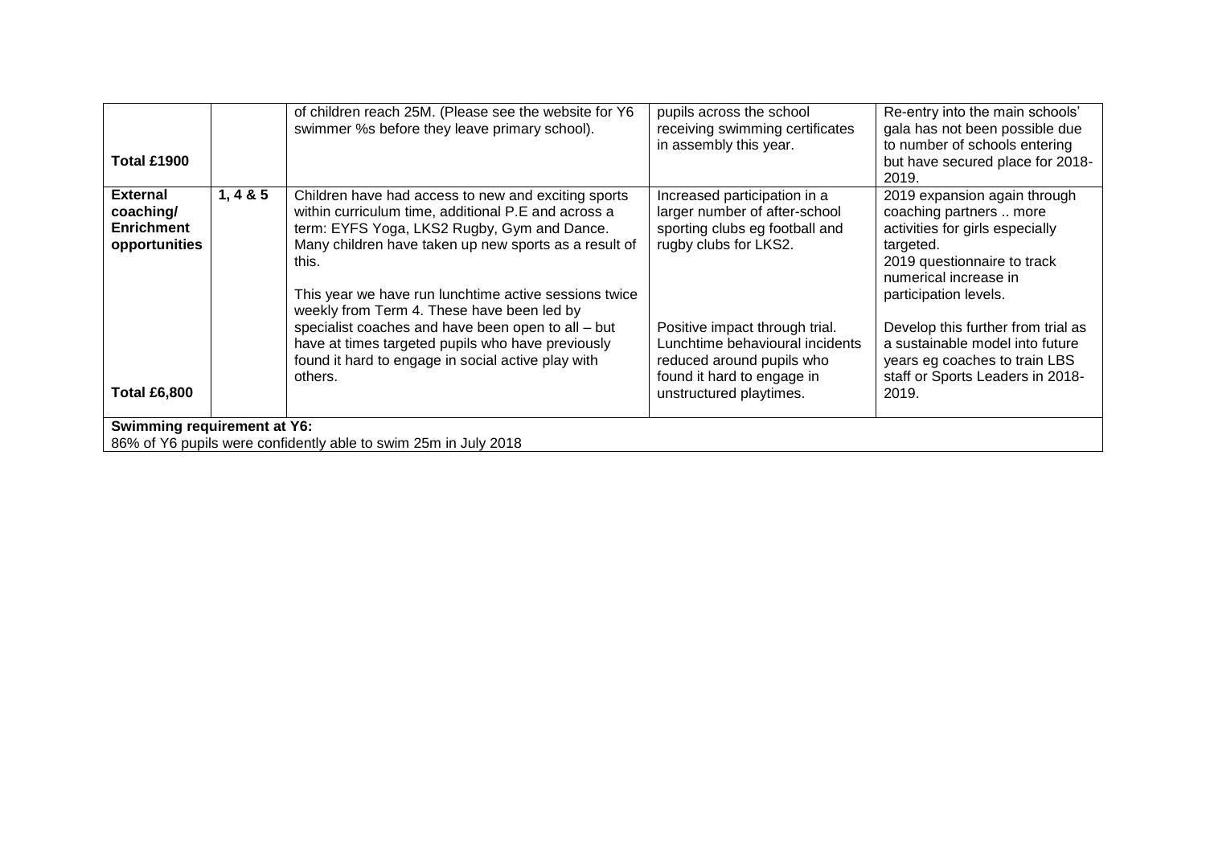| | | | | |
|---|---|---|---|---|
| **Total £1900** | | of children reach 25M. (Please see the website for Y6 swimmer %s before they leave primary school). | pupils across the school receiving swimming certificates in assembly this year. | Re-entry into the main schools' gala has not been possible due to number of schools entering but have secured place for 2018-2019. |
| **External coaching/ Enrichment opportunities**<br><br>**Total £6,800** | **1, 4 & 5** | Children have had access to new and exciting sports within curriculum time, additional P.E and across a term: EYFS Yoga, LKS2 Rugby, Gym and Dance. Many children have taken up new sports as a result of this.<br><br>This year we have run lunchtime active sessions twice weekly from Term 4. These have been led by specialist coaches and have been open to all – but have at times targeted pupils who have previously found it hard to engage in social active play with others. | Increased participation in a larger number of after-school sporting clubs eg football and rugby clubs for LKS2.<br><br>Positive impact through trial. Lunchtime behavioural incidents reduced around pupils who found it hard to engage in unstructured playtimes. | 2019 expansion again through coaching partners .. more activities for girls especially targeted.<br>2019 questionnaire to track numerical increase in participation levels.<br><br>Develop this further from trial as a sustainable model into future years eg coaches to train LBS staff or Sports Leaders in 2018-2019. |
| **Swimming requirement at Y6:**<br>86% of Y6 pupils were confidently able to swim 25m in July 2018 | | | | |